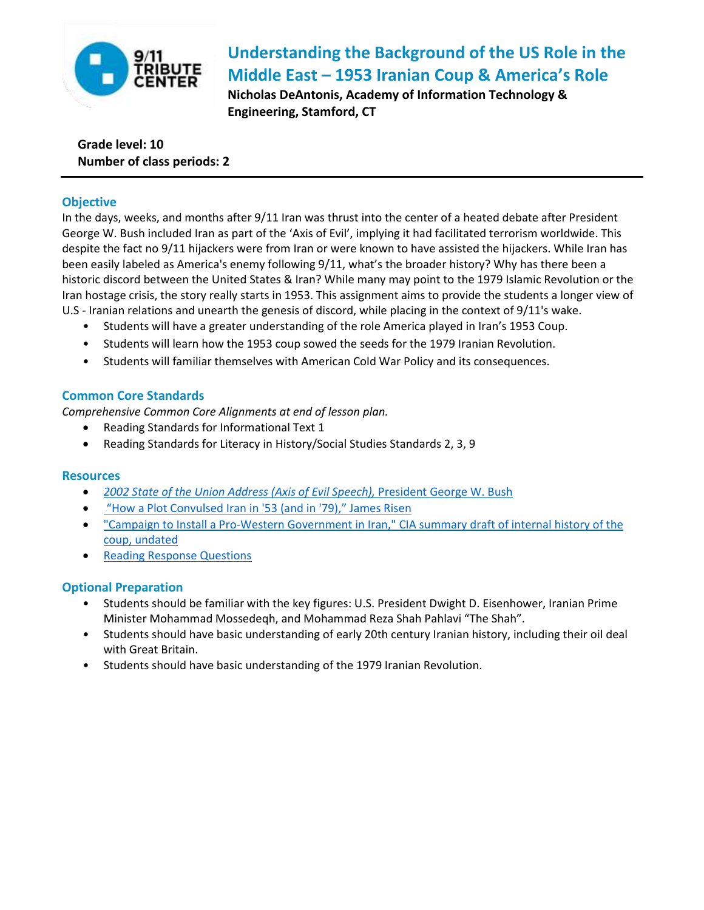# Understanding the Background of the US Role in the Middle East – 1953 Iranian Coup & America's Role

**Nicholas DeAntonis, Academy of Information Technology & Engineering, Stamford, CT**

**Grade level: 10**
**Number of class periods: 2**

## Objective

In the days, weeks, and months after 9/11 Iran was thrust into the center of a heated debate after President George W. Bush included Iran as part of the 'Axis of Evil', implying it had facilitated terrorism worldwide. This despite the fact no 9/11 hijackers were from Iran or were known to have assisted the hijackers. While Iran has been easily labeled as America's enemy following 9/11, what's the broader history? Why has there been a historic discord between the United States & Iran? While many may point to the 1979 Islamic Revolution or the Iran hostage crisis, the story really starts in 1953. This assignment aims to provide the students a longer view of U.S - Iranian relations and unearth the genesis of discord, while placing in the context of 9/11's wake.

- Students will have a greater understanding of the role America played in Iran's 1953 Coup.
- Students will learn how the 1953 coup sowed the seeds for the 1979 Iranian Revolution.
- Students will familiar themselves with American Cold War Policy and its consequences.

## Common Core Standards

*Comprehensive Common Core Alignments at end of lesson plan.*

- Reading Standards for Informational Text 1
- Reading Standards for Literacy in History/Social Studies Standards 2, 3, 9

## Resources

- *2002 State of the Union Address (Axis of Evil Speech),* President George W. Bush
- "How a Plot Convulsed Iran in '53 (and in '79)," James Risen
- "Campaign to Install a Pro-Western Government in Iran," CIA summary draft of internal history of the coup, undated
- Reading Response Questions

## Optional Preparation

- Students should be familiar with the key figures: U.S. President Dwight D. Eisenhower, Iranian Prime Minister Mohammad Mossedeqh, and Mohammad Reza Shah Pahlavi "The Shah".
- Students should have basic understanding of early 20th century Iranian history, including their oil deal with Great Britain.
- Students should have basic understanding of the 1979 Iranian Revolution.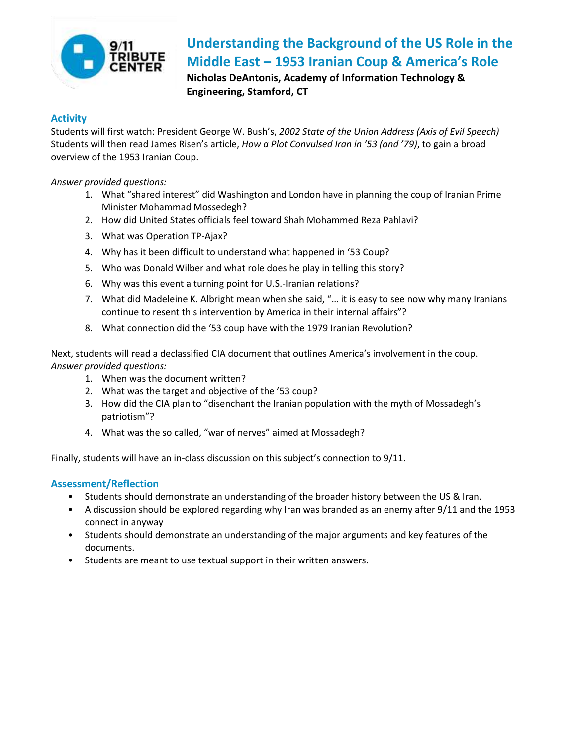# Understanding the Background of the US Role in the Middle East – 1953 Iranian Coup & America's Role

**Nicholas DeAntonis, Academy of Information Technology & Engineering, Stamford, CT**

## Activity

Students will first watch: President George W. Bush's, *2002 State of the Union Address (Axis of Evil Speech)* Students will then read James Risen's article, *How a Plot Convulsed Iran in '53 (and '79)*, to gain a broad overview of the 1953 Iranian Coup.

*Answer provided questions:*

1. What "shared interest" did Washington and London have in planning the coup of Iranian Prime Minister Mohammad Mossedegh?
2. How did United States officials feel toward Shah Mohammed Reza Pahlavi?
3. What was Operation TP-Ajax?
4. Why has it been difficult to understand what happened in '53 Coup?
5. Who was Donald Wilber and what role does he play in telling this story?
6. Why was this event a turning point for U.S.-Iranian relations?
7. What did Madeleine K. Albright mean when she said, "… it is easy to see now why many Iranians continue to resent this intervention by America in their internal affairs"?
8. What connection did the '53 coup have with the 1979 Iranian Revolution?

Next, students will read a declassified CIA document that outlines America's involvement in the coup.
*Answer provided questions:*

1. When was the document written?
2. What was the target and objective of the '53 coup?
3. How did the CIA plan to "disenchant the Iranian population with the myth of Mossadegh's patriotism"?
4. What was the so called, "war of nerves" aimed at Mossadegh?

Finally, students will have an in-class discussion on this subject's connection to 9/11.

## Assessment/Reflection

- Students should demonstrate an understanding of the broader history between the US & Iran.
- A discussion should be explored regarding why Iran was branded as an enemy after 9/11 and the 1953 connect in anyway
- Students should demonstrate an understanding of the major arguments and key features of the documents.
- Students are meant to use textual support in their written answers.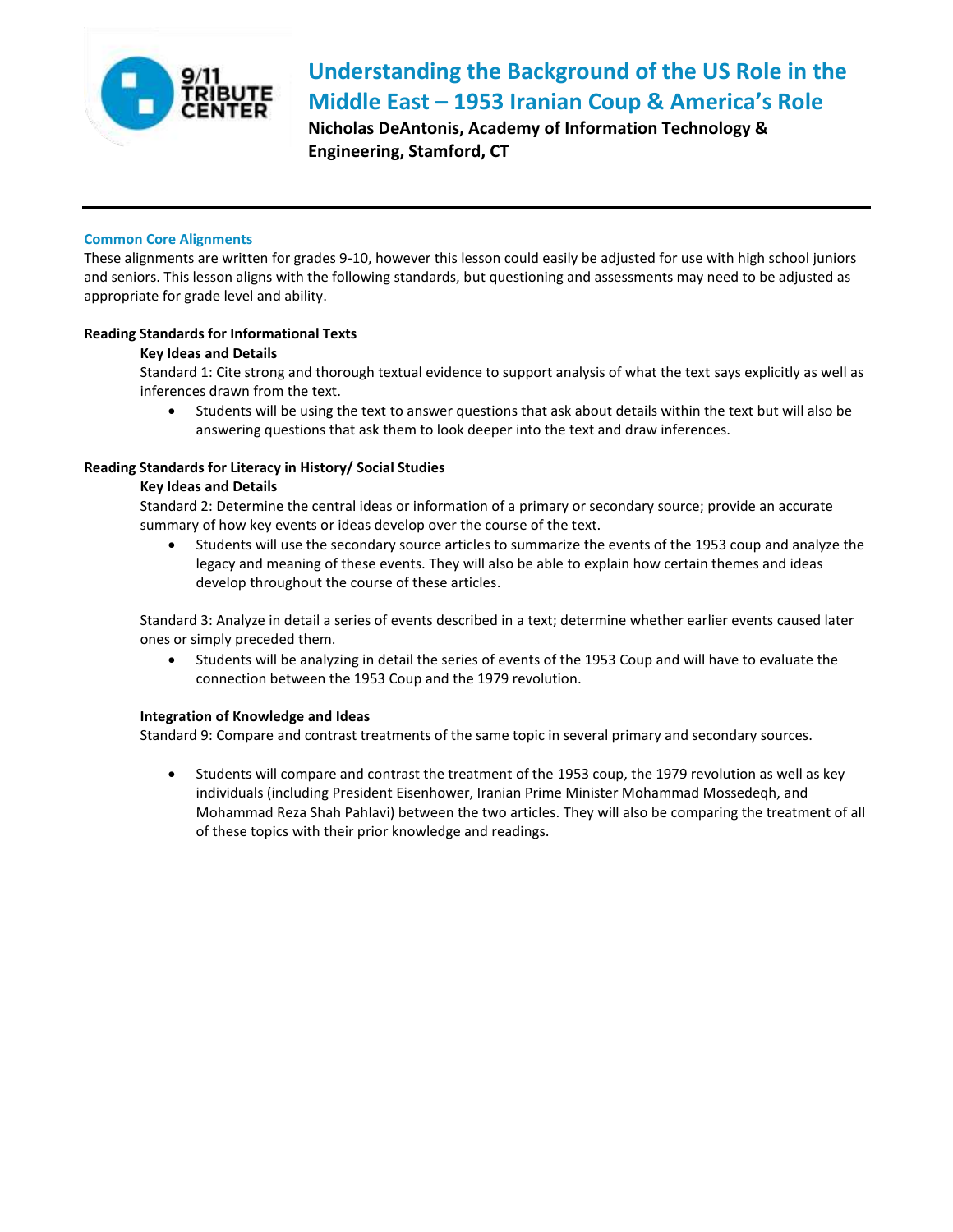# Understanding the Background of the US Role in the Middle East – 1953 Iranian Coup & America's Role

**Nicholas DeAntonis, Academy of Information Technology & Engineering, Stamford, CT**

---

## Common Core Alignments

These alignments are written for grades 9-10, however this lesson could easily be adjusted for use with high school juniors and seniors. This lesson aligns with the following standards, but questioning and assessments may need to be adjusted as appropriate for grade level and ability.

**Reading Standards for Informational Texts**

**Key Ideas and Details**

Standard 1: Cite strong and thorough textual evidence to support analysis of what the text says explicitly as well as inferences drawn from the text.

- Students will be using the text to answer questions that ask about details within the text but will also be answering questions that ask them to look deeper into the text and draw inferences.

**Reading Standards for Literacy in History/ Social Studies**

**Key Ideas and Details**

Standard 2: Determine the central ideas or information of a primary or secondary source; provide an accurate summary of how key events or ideas develop over the course of the text.

- Students will use the secondary source articles to summarize the events of the 1953 coup and analyze the legacy and meaning of these events. They will also be able to explain how certain themes and ideas develop throughout the course of these articles.

Standard 3: Analyze in detail a series of events described in a text; determine whether earlier events caused later ones or simply preceded them.

- Students will be analyzing in detail the series of events of the 1953 Coup and will have to evaluate the connection between the 1953 Coup and the 1979 revolution.

**Integration of Knowledge and Ideas**

Standard 9: Compare and contrast treatments of the same topic in several primary and secondary sources.

- Students will compare and contrast the treatment of the 1953 coup, the 1979 revolution as well as key individuals (including President Eisenhower, Iranian Prime Minister Mohammad Mossedeqh, and Mohammad Reza Shah Pahlavi) between the two articles. They will also be comparing the treatment of all of these topics with their prior knowledge and readings.